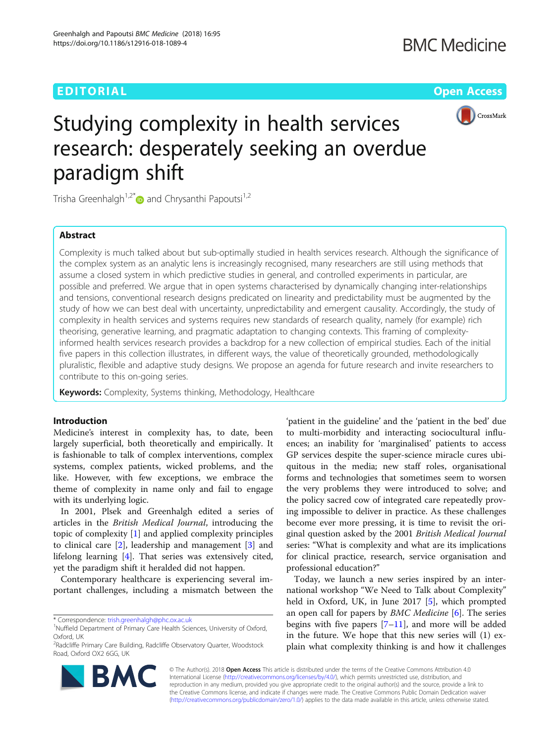**EDITORIAL** **Open Access**

# Studying complexity in health services research: desperately seeking an overdue paradigm shift

Trisha Greenhalgh[1,2*] and Chrysanthi Papoutsi[1,2]

## Abstract

Complexity is much talked about but sub-optimally studied in health services research. Although the significance of the complex system as an analytic lens is increasingly recognised, many researchers are still using methods that assume a closed system in which predictive studies in general, and controlled experiments in particular, are possible and preferred. We argue that in open systems characterised by dynamically changing inter-relationships and tensions, conventional research designs predicated on linearity and predictability must be augmented by the study of how we can best deal with uncertainty, unpredictability and emergent causality. Accordingly, the study of complexity in health services and systems requires new standards of research quality, namely (for example) rich theorising, generative learning, and pragmatic adaptation to changing contexts. This framing of complexity-informed health services research provides a backdrop for a new collection of empirical studies. Each of the initial five papers in this collection illustrates, in different ways, the value of theoretically grounded, methodologically pluralistic, flexible and adaptive study designs. We propose an agenda for future research and invite researchers to contribute to this on-going series.

**Keywords:** Complexity, Systems thinking, Methodology, Healthcare

## Introduction

Medicine's interest in complexity has, to date, been largely superficial, both theoretically and empirically. It is fashionable to talk of complex interventions, complex systems, complex patients, wicked problems, and the like. However, with few exceptions, we embrace the theme of complexity in name only and fail to engage with its underlying logic.

In 2001, Plsek and Greenhalgh edited a series of articles in the *British Medical Journal*, introducing the topic of complexity [1] and applied complexity principles to clinical care [2], leadership and management [3] and lifelong learning [4]. That series was extensively cited, yet the paradigm shift it heralded did not happen.

Contemporary healthcare is experiencing several important challenges, including a mismatch between the 'patient in the guideline' and the 'patient in the bed' due to multi-morbidity and interacting sociocultural influences; an inability for 'marginalised' patients to access GP services despite the super-science miracle cures ubiquitous in the media; new staff roles, organisational forms and technologies that sometimes seem to worsen the very problems they were introduced to solve; and the policy sacred cow of integrated care repeatedly proving impossible to deliver in practice. As these challenges become ever more pressing, it is time to revisit the original question asked by the 2001 *British Medical Journal* series: "What is complexity and what are its implications for clinical practice, research, service organisation and professional education?"

Today, we launch a new series inspired by an international workshop "We Need to Talk about Complexity" held in Oxford, UK, in June 2017 [5], which prompted an open call for papers by *BMC Medicine* [6]. The series begins with five papers [7–11], and more will be added in the future. We hope that this new series will (1) explain what complexity thinking is and how it challenges

\* Correspondence: trish.greenhalgh@phc.ox.ac.uk
[1]Nuffield Department of Primary Care Health Sciences, University of Oxford, Oxford, UK
[2]Radcliffe Primary Care Building, Radcliffe Observatory Quarter, Woodstock Road, Oxford OX2 6GG, UK

© The Author(s). 2018 **Open Access** This article is distributed under the terms of the Creative Commons Attribution 4.0 International License (http://creativecommons.org/licenses/by/4.0/), which permits unrestricted use, distribution, and reproduction in any medium, provided you give appropriate credit to the original author(s) and the source, provide a link to the Creative Commons license, and indicate if changes were made. The Creative Commons Public Domain Dedication waiver (http://creativecommons.org/publicdomain/zero/1.0/) applies to the data made available in this article, unless otherwise stated.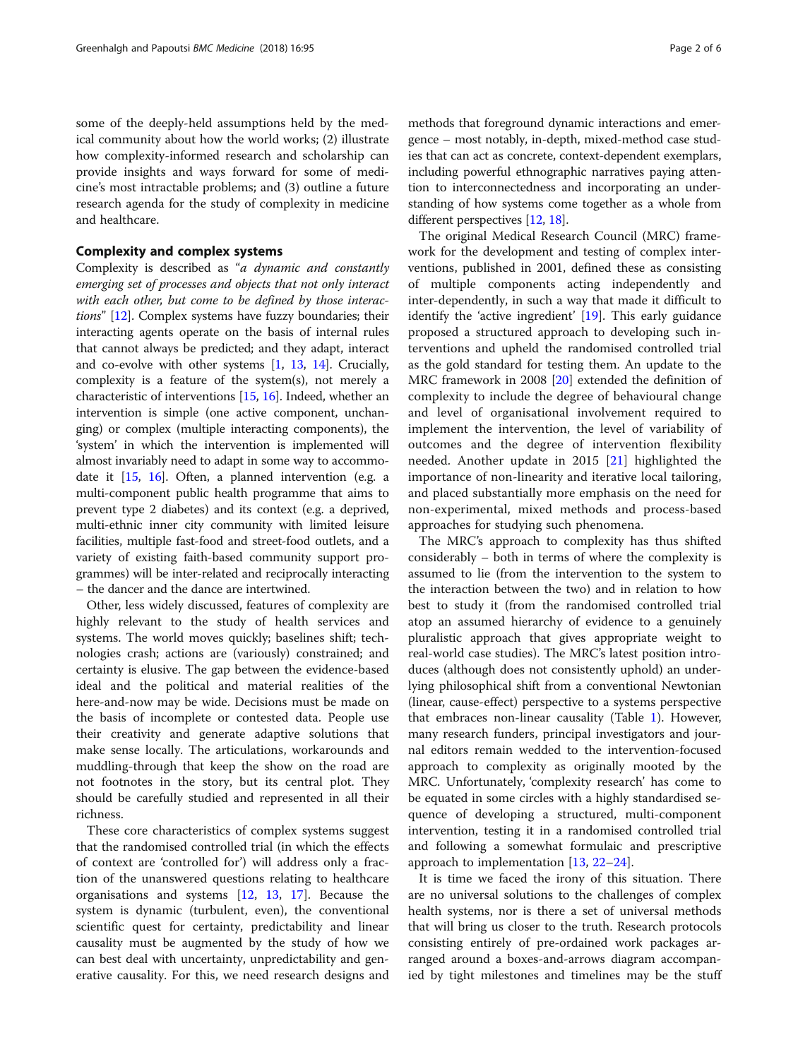some of the deeply-held assumptions held by the medical community about how the world works; (2) illustrate how complexity-informed research and scholarship can provide insights and ways forward for some of medicine's most intractable problems; and (3) outline a future research agenda for the study of complexity in medicine and healthcare.

## Complexity and complex systems

Complexity is described as "*a dynamic and constantly emerging set of processes and objects that not only interact with each other, but come to be defined by those interactions*" [12]. Complex systems have fuzzy boundaries; their interacting agents operate on the basis of internal rules that cannot always be predicted; and they adapt, interact and co-evolve with other systems [1, 13, 14]. Crucially, complexity is a feature of the system(s), not merely a characteristic of interventions [15, 16]. Indeed, whether an intervention is simple (one active component, unchanging) or complex (multiple interacting components), the 'system' in which the intervention is implemented will almost invariably need to adapt in some way to accommodate it [15, 16]. Often, a planned intervention (e.g. a multi-component public health programme that aims to prevent type 2 diabetes) and its context (e.g. a deprived, multi-ethnic inner city community with limited leisure facilities, multiple fast-food and street-food outlets, and a variety of existing faith-based community support programmes) will be inter-related and reciprocally interacting – the dancer and the dance are intertwined.

Other, less widely discussed, features of complexity are highly relevant to the study of health services and systems. The world moves quickly; baselines shift; technologies crash; actions are (variously) constrained; and certainty is elusive. The gap between the evidence-based ideal and the political and material realities of the here-and-now may be wide. Decisions must be made on the basis of incomplete or contested data. People use their creativity and generate adaptive solutions that make sense locally. The articulations, workarounds and muddling-through that keep the show on the road are not footnotes in the story, but its central plot. They should be carefully studied and represented in all their richness.

These core characteristics of complex systems suggest that the randomised controlled trial (in which the effects of context are 'controlled for') will address only a fraction of the unanswered questions relating to healthcare organisations and systems [12, 13, 17]. Because the system is dynamic (turbulent, even), the conventional scientific quest for certainty, predictability and linear causality must be augmented by the study of how we can best deal with uncertainty, unpredictability and generative causality. For this, we need research designs and methods that foreground dynamic interactions and emergence – most notably, in-depth, mixed-method case studies that can act as concrete, context-dependent exemplars, including powerful ethnographic narratives paying attention to interconnectedness and incorporating an understanding of how systems come together as a whole from different perspectives [12, 18].

The original Medical Research Council (MRC) framework for the development and testing of complex interventions, published in 2001, defined these as consisting of multiple components acting independently and inter-dependently, in such a way that made it difficult to identify the 'active ingredient' [19]. This early guidance proposed a structured approach to developing such interventions and upheld the randomised controlled trial as the gold standard for testing them. An update to the MRC framework in 2008 [20] extended the definition of complexity to include the degree of behavioural change and level of organisational involvement required to implement the intervention, the level of variability of outcomes and the degree of intervention flexibility needed. Another update in 2015 [21] highlighted the importance of non-linearity and iterative local tailoring, and placed substantially more emphasis on the need for non-experimental, mixed methods and process-based approaches for studying such phenomena.

The MRC's approach to complexity has thus shifted considerably – both in terms of where the complexity is assumed to lie (from the intervention to the system to the interaction between the two) and in relation to how best to study it (from the randomised controlled trial atop an assumed hierarchy of evidence to a genuinely pluralistic approach that gives appropriate weight to real-world case studies). The MRC's latest position introduces (although does not consistently uphold) an underlying philosophical shift from a conventional Newtonian (linear, cause-effect) perspective to a systems perspective that embraces non-linear causality (Table 1). However, many research funders, principal investigators and journal editors remain wedded to the intervention-focused approach to complexity as originally mooted by the MRC. Unfortunately, 'complexity research' has come to be equated in some circles with a highly standardised sequence of developing a structured, multi-component intervention, testing it in a randomised controlled trial and following a somewhat formulaic and prescriptive approach to implementation [13, 22–24].

It is time we faced the irony of this situation. There are no universal solutions to the challenges of complex health systems, nor is there a set of universal methods that will bring us closer to the truth. Research protocols consisting entirely of pre-ordained work packages arranged around a boxes-and-arrows diagram accompanied by tight milestones and timelines may be the stuff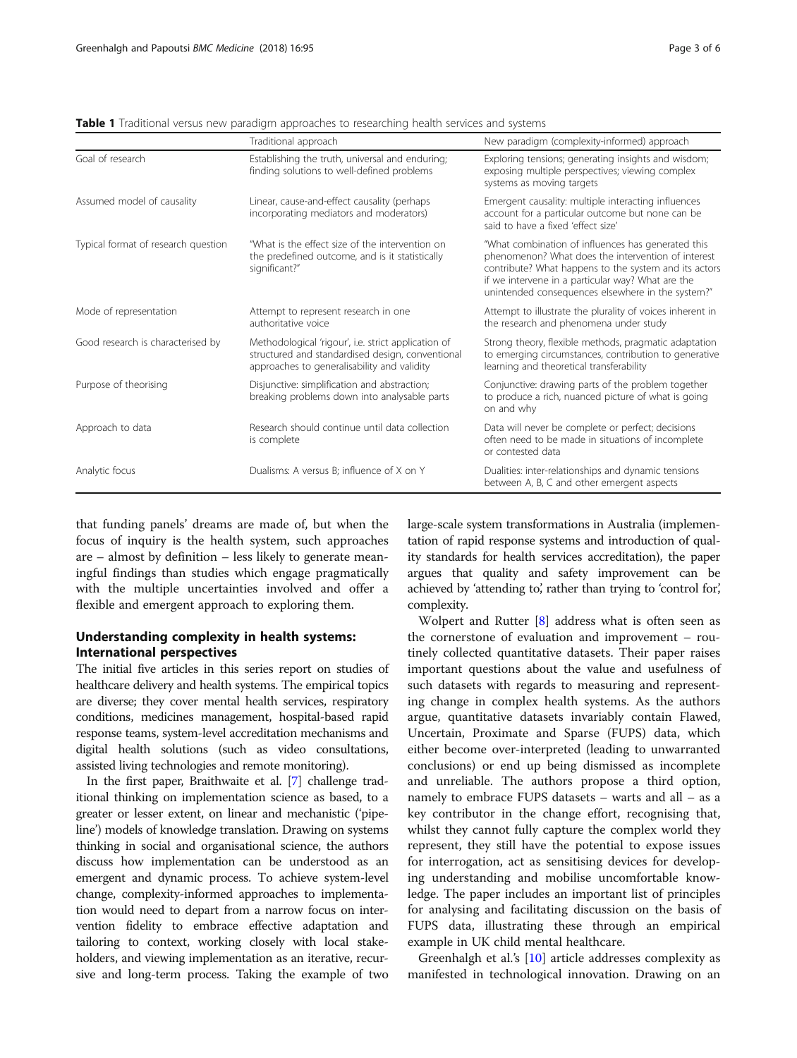**Table 1** Traditional versus new paradigm approaches to researching health services and systems

| | Traditional approach | New paradigm (complexity-informed) approach |
|---|---|---|
| Goal of research | Establishing the truth, universal and enduring; finding solutions to well-defined problems | Exploring tensions; generating insights and wisdom; exposing multiple perspectives; viewing complex systems as moving targets |
| Assumed model of causality | Linear, cause-and-effect causality (perhaps incorporating mediators and moderators) | Emergent causality: multiple interacting influences account for a particular outcome but none can be said to have a fixed 'effect size' |
| Typical format of research question | "What is the effect size of the intervention on the predefined outcome, and is it statistically significant?" | "What combination of influences has generated this phenomenon? What does the intervention of interest contribute? What happens to the system and its actors if we intervene in a particular way? What are the unintended consequences elsewhere in the system?" |
| Mode of representation | Attempt to represent research in one authoritative voice | Attempt to illustrate the plurality of voices inherent in the research and phenomena under study |
| Good research is characterised by | Methodological 'rigour', i.e. strict application of structured and standardised design, conventional approaches to generalisability and validity | Strong theory, flexible methods, pragmatic adaptation to emerging circumstances, contribution to generative learning and theoretical transferability |
| Purpose of theorising | Disjunctive: simplification and abstraction; breaking problems down into analysable parts | Conjunctive: drawing parts of the problem together to produce a rich, nuanced picture of what is going on and why |
| Approach to data | Research should continue until data collection is complete | Data will never be complete or perfect; decisions often need to be made in situations of incomplete or contested data |
| Analytic focus | Dualisms: A versus B; influence of X on Y | Dualities: inter-relationships and dynamic tensions between A, B, C and other emergent aspects |

that funding panels' dreams are made of, but when the focus of inquiry is the health system, such approaches are – almost by definition – less likely to generate meaningful findings than studies which engage pragmatically with the multiple uncertainties involved and offer a flexible and emergent approach to exploring them.

## Understanding complexity in health systems: International perspectives

The initial five articles in this series report on studies of healthcare delivery and health systems. The empirical topics are diverse; they cover mental health services, respiratory conditions, medicines management, hospital-based rapid response teams, system-level accreditation mechanisms and digital health solutions (such as video consultations, assisted living technologies and remote monitoring).

In the first paper, Braithwaite et al. [7] challenge traditional thinking on implementation science as based, to a greater or lesser extent, on linear and mechanistic ('pipeline') models of knowledge translation. Drawing on systems thinking in social and organisational science, the authors discuss how implementation can be understood as an emergent and dynamic process. To achieve system-level change, complexity-informed approaches to implementation would need to depart from a narrow focus on intervention fidelity to embrace effective adaptation and tailoring to context, working closely with local stakeholders, and viewing implementation as an iterative, recursive and long-term process. Taking the example of two large-scale system transformations in Australia (implementation of rapid response systems and introduction of quality standards for health services accreditation), the paper argues that quality and safety improvement can be achieved by 'attending to', rather than trying to 'control for', complexity.

Wolpert and Rutter [8] address what is often seen as the cornerstone of evaluation and improvement – routinely collected quantitative datasets. Their paper raises important questions about the value and usefulness of such datasets with regards to measuring and representing change in complex health systems. As the authors argue, quantitative datasets invariably contain Flawed, Uncertain, Proximate and Sparse (FUPS) data, which either become over-interpreted (leading to unwarranted conclusions) or end up being dismissed as incomplete and unreliable. The authors propose a third option, namely to embrace FUPS datasets – warts and all – as a key contributor in the change effort, recognising that, whilst they cannot fully capture the complex world they represent, they still have the potential to expose issues for interrogation, act as sensitising devices for developing understanding and mobilise uncomfortable knowledge. The paper includes an important list of principles for analysing and facilitating discussion on the basis of FUPS data, illustrating these through an empirical example in UK child mental healthcare.

Greenhalgh et al.'s [10] article addresses complexity as manifested in technological innovation. Drawing on an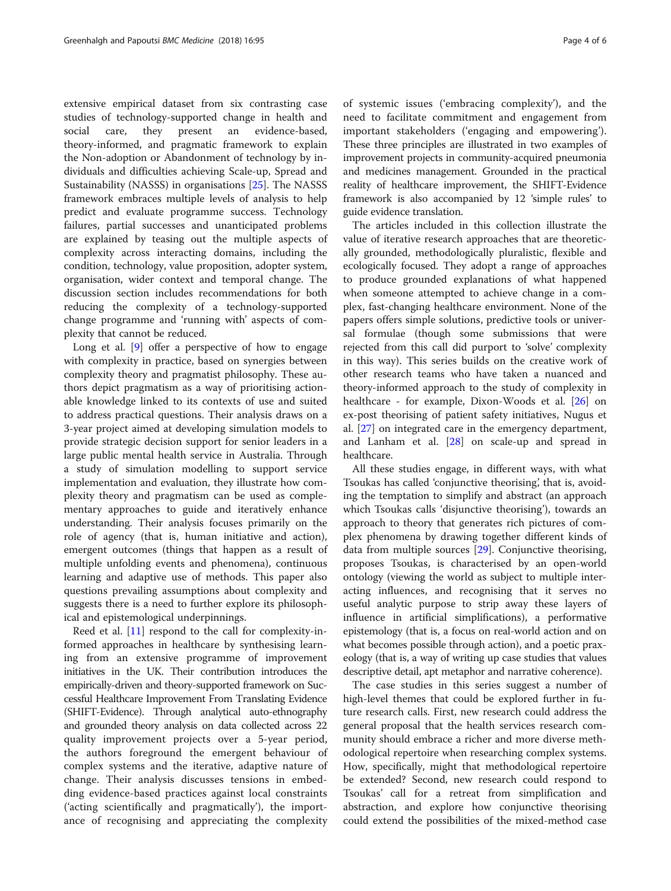extensive empirical dataset from six contrasting case studies of technology-supported change in health and social care, they present an evidence-based, theory-informed, and pragmatic framework to explain the Non-adoption or Abandonment of technology by individuals and difficulties achieving Scale-up, Spread and Sustainability (NASSS) in organisations [25]. The NASSS framework embraces multiple levels of analysis to help predict and evaluate programme success. Technology failures, partial successes and unanticipated problems are explained by teasing out the multiple aspects of complexity across interacting domains, including the condition, technology, value proposition, adopter system, organisation, wider context and temporal change. The discussion section includes recommendations for both reducing the complexity of a technology-supported change programme and 'running with' aspects of complexity that cannot be reduced.

Long et al. [9] offer a perspective of how to engage with complexity in practice, based on synergies between complexity theory and pragmatist philosophy. These authors depict pragmatism as a way of prioritising actionable knowledge linked to its contexts of use and suited to address practical questions. Their analysis draws on a 3-year project aimed at developing simulation models to provide strategic decision support for senior leaders in a large public mental health service in Australia. Through a study of simulation modelling to support service implementation and evaluation, they illustrate how complexity theory and pragmatism can be used as complementary approaches to guide and iteratively enhance understanding. Their analysis focuses primarily on the role of agency (that is, human initiative and action), emergent outcomes (things that happen as a result of multiple unfolding events and phenomena), continuous learning and adaptive use of methods. This paper also questions prevailing assumptions about complexity and suggests there is a need to further explore its philosophical and epistemological underpinnings.

Reed et al. [11] respond to the call for complexity-informed approaches in healthcare by synthesising learning from an extensive programme of improvement initiatives in the UK. Their contribution introduces the empirically-driven and theory-supported framework on Successful Healthcare Improvement From Translating Evidence (SHIFT-Evidence). Through analytical auto-ethnography and grounded theory analysis on data collected across 22 quality improvement projects over a 5-year period, the authors foreground the emergent behaviour of complex systems and the iterative, adaptive nature of change. Their analysis discusses tensions in embedding evidence-based practices against local constraints ('acting scientifically and pragmatically'), the importance of recognising and appreciating the complexity of systemic issues ('embracing complexity'), and the need to facilitate commitment and engagement from important stakeholders ('engaging and empowering'). These three principles are illustrated in two examples of improvement projects in community-acquired pneumonia and medicines management. Grounded in the practical reality of healthcare improvement, the SHIFT-Evidence framework is also accompanied by 12 'simple rules' to guide evidence translation.

The articles included in this collection illustrate the value of iterative research approaches that are theoretically grounded, methodologically pluralistic, flexible and ecologically focused. They adopt a range of approaches to produce grounded explanations of what happened when someone attempted to achieve change in a complex, fast-changing healthcare environment. None of the papers offers simple solutions, predictive tools or universal formulae (though some submissions that were rejected from this call did purport to 'solve' complexity in this way). This series builds on the creative work of other research teams who have taken a nuanced and theory-informed approach to the study of complexity in healthcare - for example, Dixon-Woods et al. [26] on ex-post theorising of patient safety initiatives, Nugus et al. [27] on integrated care in the emergency department, and Lanham et al. [28] on scale-up and spread in healthcare.

All these studies engage, in different ways, with what Tsoukas has called 'conjunctive theorising', that is, avoiding the temptation to simplify and abstract (an approach which Tsoukas calls 'disjunctive theorising'), towards an approach to theory that generates rich pictures of complex phenomena by drawing together different kinds of data from multiple sources [29]. Conjunctive theorising, proposes Tsoukas, is characterised by an open-world ontology (viewing the world as subject to multiple interacting influences, and recognising that it serves no useful analytic purpose to strip away these layers of influence in artificial simplifications), a performative epistemology (that is, a focus on real-world action and on what becomes possible through action), and a poetic praxeology (that is, a way of writing up case studies that values descriptive detail, apt metaphor and narrative coherence).

The case studies in this series suggest a number of high-level themes that could be explored further in future research calls. First, new research could address the general proposal that the health services research community should embrace a richer and more diverse methodological repertoire when researching complex systems. How, specifically, might that methodological repertoire be extended? Second, new research could respond to Tsoukas' call for a retreat from simplification and abstraction, and explore how conjunctive theorising could extend the possibilities of the mixed-method case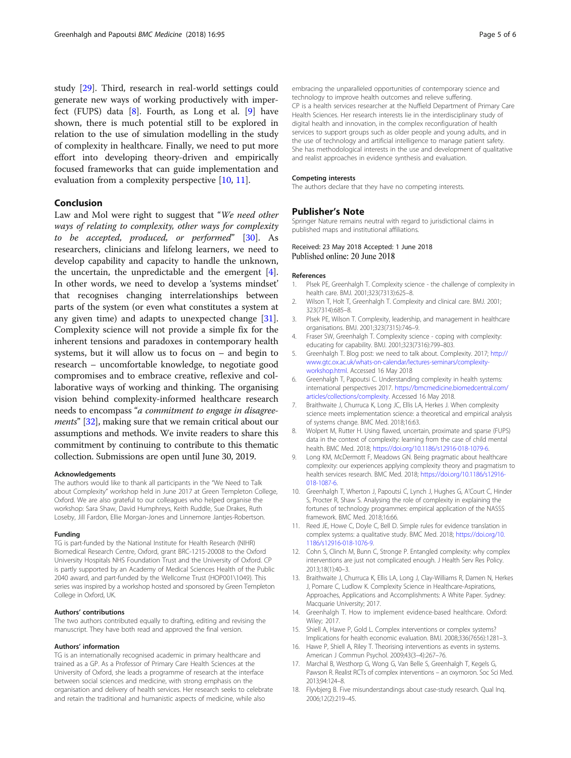study [29]. Third, research in real-world settings could generate new ways of working productively with imperfect (FUPS) data [8]. Fourth, as Long et al. [9] have shown, there is much potential still to be explored in relation to the use of simulation modelling in the study of complexity in healthcare. Finally, we need to put more effort into developing theory-driven and empirically focused frameworks that can guide implementation and evaluation from a complexity perspective [10, 11].

## Conclusion

Law and Mol were right to suggest that "*We need other ways of relating to complexity, other ways for complexity to be accepted, produced, or performed*" [30]. As researchers, clinicians and lifelong learners, we need to develop capability and capacity to handle the unknown, the uncertain, the unpredictable and the emergent [4]. In other words, we need to develop a 'systems mindset' that recognises changing interrelationships between parts of the system (or even what constitutes a system at any given time) and adapts to unexpected change [31]. Complexity science will not provide a simple fix for the inherent tensions and paradoxes in contemporary health systems, but it will allow us to focus on – and begin to research – uncomfortable knowledge, to negotiate good compromises and to embrace creative, reflexive and collaborative ways of working and thinking. The organising vision behind complexity-informed healthcare research needs to encompass "*a commitment to engage in disagreements*" [32], making sure that we remain critical about our assumptions and methods. We invite readers to share this commitment by continuing to contribute to this thematic collection. Submissions are open until June 30, 2019.

### Acknowledgements

The authors would like to thank all participants in the "We Need to Talk about Complexity" workshop held in June 2017 at Green Templeton College, Oxford. We are also grateful to our colleagues who helped organise the workshop: Sara Shaw, David Humphreys, Keith Ruddle, Sue Drakes, Ruth Loseby, Jill Fardon, Ellie Morgan-Jones and Linnemore Jantjes-Robertson.

### Funding

TG is part-funded by the National Institute for Health Research (NIHR) Biomedical Research Centre, Oxford, grant BRC-1215-20008 to the Oxford University Hospitals NHS Foundation Trust and the University of Oxford. CP is partly supported by an Academy of Medical Sciences Health of the Public 2040 award, and part-funded by the Wellcome Trust (HOP001\1049). This series was inspired by a workshop hosted and sponsored by Green Templeton College in Oxford, UK.

### Authors' contributions

The two authors contributed equally to drafting, editing and revising the manuscript. They have both read and approved the final version.

### Authors' information

TG is an internationally recognised academic in primary healthcare and trained as a GP. As a Professor of Primary Care Health Sciences at the University of Oxford, she leads a programme of research at the interface between social sciences and medicine, with strong emphasis on the organisation and delivery of health services. Her research seeks to celebrate and retain the traditional and humanistic aspects of medicine, while also embracing the unparalleled opportunities of contemporary science and technology to improve health outcomes and relieve suffering.
CP is a health services researcher at the Nuffield Department of Primary Care Health Sciences. Her research interests lie in the interdisciplinary study of digital health and innovation, in the complex reconfiguration of health services to support groups such as older people and young adults, and in the use of technology and artificial intelligence to manage patient safety. She has methodological interests in the use and development of qualitative and realist approaches in evidence synthesis and evaluation.

### Competing interests

The authors declare that they have no competing interests.

## Publisher's Note

Springer Nature remains neutral with regard to jurisdictional claims in published maps and institutional affiliations.

Received: 23 May 2018 Accepted: 1 June 2018
Published online: 20 June 2018

### References

1. Plsek PE, Greenhalgh T. Complexity science - the challenge of complexity in health care. BMJ. 2001;323(7313):625–8.
2. Wilson T, Holt T, Greenhalgh T. Complexity and clinical care. BMJ. 2001; 323(7314):685–8.
3. Plsek PE, Wilson T. Complexity, leadership, and management in healthcare organisations. BMJ. 2001;323(7315):746–9.
4. Fraser SW, Greenhalgh T. Complexity science - coping with complexity: educating for capability. BMJ. 2001;323(7316):799–803.
5. Greenhalgh T. Blog post: we need to talk about. Complexity. 2017; http://www.gtc.ox.ac.uk/whats-on-calendar/lectures-seminars/complexity-workshop.html. Accessed 16 May 2018
6. Greenhalgh T, Papoutsi C. Understanding complexity in health systems: international perspectives 2017. https://bmcmedicine.biomedcentral.com/articles/collections/complexity. Accessed 16 May 2018.
7. Braithwaite J, Churruca K, Long JC, Ellis LA, Herkes J. When complexity science meets implementation science: a theoretical and empirical analysis of systems change. BMC Med. 2018;16:63.
8. Wolpert M, Rutter H. Using flawed, uncertain, proximate and sparse (FUPS) data in the context of complexity: learning from the case of child mental health. BMC Med. 2018; https://doi.org/10.1186/s12916-018-1079-6.
9. Long KM, McDermott F, Meadows GN. Being pragmatic about healthcare complexity: our experiences applying complexity theory and pragmatism to health services research. BMC Med. 2018; https://doi.org/10.1186/s12916-018-1087-6.
10. Greenhalgh T, Wherton J, Papoutsi C, Lynch J, Hughes G, A'Court C, Hinder S, Procter R, Shaw S. Analysing the role of complexity in explaining the fortunes of technology programmes: empirical application of the NASSS framework. BMC Med. 2018;16:66.
11. Reed JE, Howe C, Doyle C, Bell D. Simple rules for evidence translation in complex systems: a qualitative study. BMC Med. 2018; https://doi.org/10.1186/s12916-018-1076-9.
12. Cohn S, Clinch M, Bunn C, Stronge P. Entangled complexity: why complex interventions are just not complicated enough. J Health Serv Res Policy. 2013;18(1):40–3.
13. Braithwaite J, Churruca K, Ellis LA, Long J, Clay-Williams R, Damen N, Herkes J, Pomare C, Ludlow K. Complexity Science in Healthcare-Aspirations, Approaches, Applications and Accomplishments: A White Paper. Sydney: Macquarie University; 2017.
14. Greenhalgh T. How to implement evidence-based healthcare. Oxford: Wiley; 2017.
15. Shiell A, Hawe P, Gold L. Complex interventions or complex systems? Implications for health economic evaluation. BMJ. 2008;336(7656):1281–3.
16. Hawe P, Shiell A, Riley T. Theorising interventions as events in systems. American J Commun Psychol. 2009;43(3–4):267–76.
17. Marchal B, Westhorp G, Wong G, Van Belle S, Greenhalgh T, Kegels G, Pawson R. Realist RCTs of complex interventions – an oxymoron. Soc Sci Med. 2013;94:124–8.
18. Flyvbjerg B. Five misunderstandings about case-study research. Qual Inq. 2006;12(2):219–45.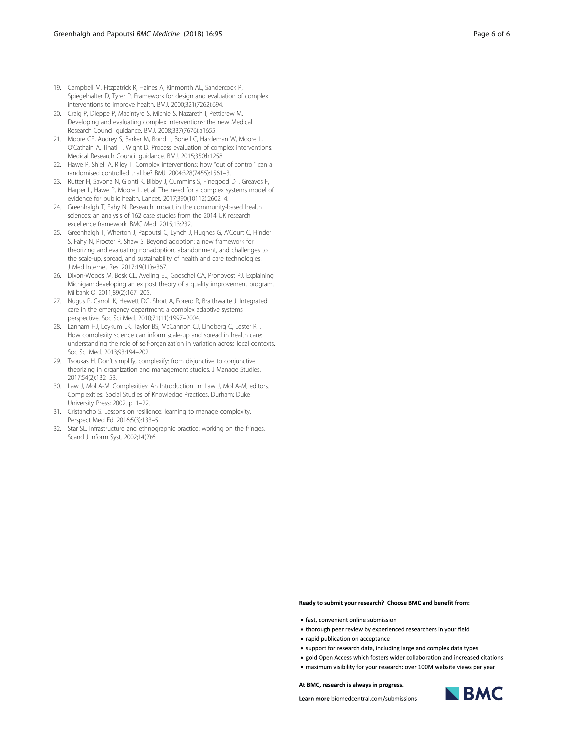19. Campbell M, Fitzpatrick R, Haines A, Kinmonth AL, Sandercock P, Spiegelhalter D, Tyrer P. Framework for design and evaluation of complex interventions to improve health. BMJ. 2000;321(7262):694.
20. Craig P, Dieppe P, Macintyre S, Michie S, Nazareth I, Petticrew M. Developing and evaluating complex interventions: the new Medical Research Council guidance. BMJ. 2008;337(7676):a1655.
21. Moore GF, Audrey S, Barker M, Bond L, Bonell C, Hardeman W, Moore L, O'Cathain A, Tinati T, Wight D. Process evaluation of complex interventions: Medical Research Council guidance. BMJ. 2015;350:h1258.
22. Hawe P, Shiell A, Riley T. Complex interventions: how "out of control" can a randomised controlled trial be? BMJ. 2004;328(7455):1561–3.
23. Rutter H, Savona N, Glonti K, Bibby J, Cummins S, Finegood DT, Greaves F, Harper L, Hawe P, Moore L, et al. The need for a complex systems model of evidence for public health. Lancet. 2017;390(10112):2602–4.
24. Greenhalgh T, Fahy N. Research impact in the community-based health sciences: an analysis of 162 case studies from the 2014 UK research excellence framework. BMC Med. 2015;13:232.
25. Greenhalgh T, Wherton J, Papoutsi C, Lynch J, Hughes G, A'Court C, Hinder S, Fahy N, Procter R, Shaw S. Beyond adoption: a new framework for theorizing and evaluating nonadoption, abandonment, and challenges to the scale-up, spread, and sustainability of health and care technologies. J Med Internet Res. 2017;19(11):e367.
26. Dixon-Woods M, Bosk CL, Aveling EL, Goeschel CA, Pronovost PJ. Explaining Michigan: developing an ex post theory of a quality improvement program. Milbank Q. 2011;89(2):167–205.
27. Nugus P, Carroll K, Hewett DG, Short A, Forero R, Braithwaite J. Integrated care in the emergency department: a complex adaptive systems perspective. Soc Sci Med. 2010;71(11):1997–2004.
28. Lanham HJ, Leykum LK, Taylor BS, McCannon CJ, Lindberg C, Lester RT. How complexity science can inform scale-up and spread in health care: understanding the role of self-organization in variation across local contexts. Soc Sci Med. 2013;93:194–202.
29. Tsoukas H. Don't simplify, complexify: from disjunctive to conjunctive theorizing in organization and management studies. J Manage Studies. 2017;54(2):132–53.
30. Law J, Mol A-M. Complexities: An Introduction. In: Law J, Mol A-M, editors. Complexities: Social Studies of Knowledge Practices. Durham: Duke University Press; 2002. p. 1–22.
31. Cristancho S. Lessons on resilience: learning to manage complexity. Perspect Med Ed. 2016;5(3):133–5.
32. Star SL. Infrastructure and ethnographic practice: working on the fringes. Scand J Inform Syst. 2002;14(2):6.

**Ready to submit your research? Choose BMC and benefit from:**

- fast, convenient online submission
- thorough peer review by experienced researchers in your field
- rapid publication on acceptance
- support for research data, including large and complex data types
- gold Open Access which fosters wider collaboration and increased citations
- maximum visibility for your research: over 100M website views per year

**At BMC, research is always in progress.**

**Learn more** biomedcentral.com/submissions

BMC